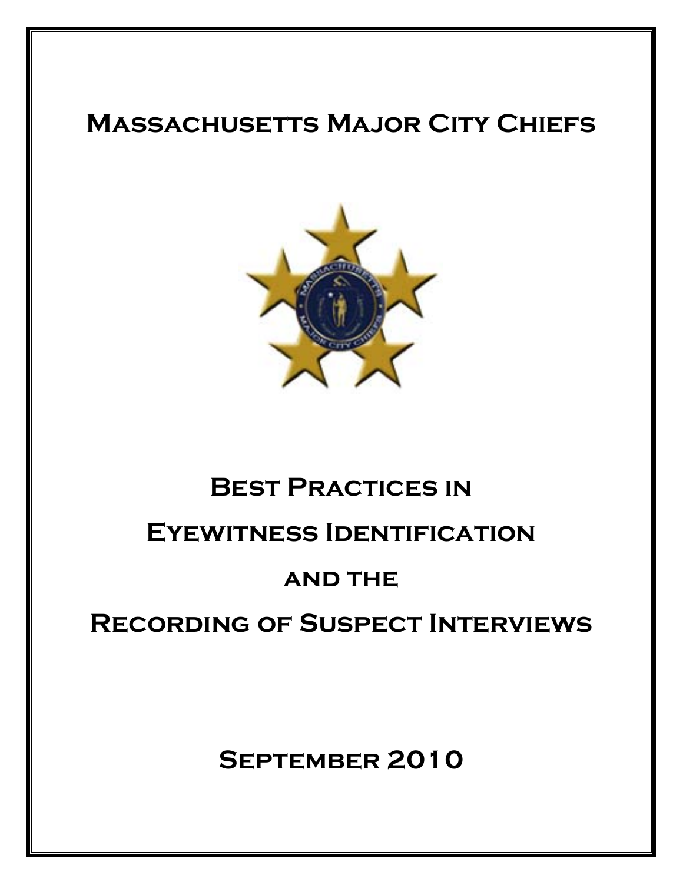# Massachusetts Major City Chiefs

# Best Practices in Eyewitness Identification and the Recording of Suspect Interviews

## September 2010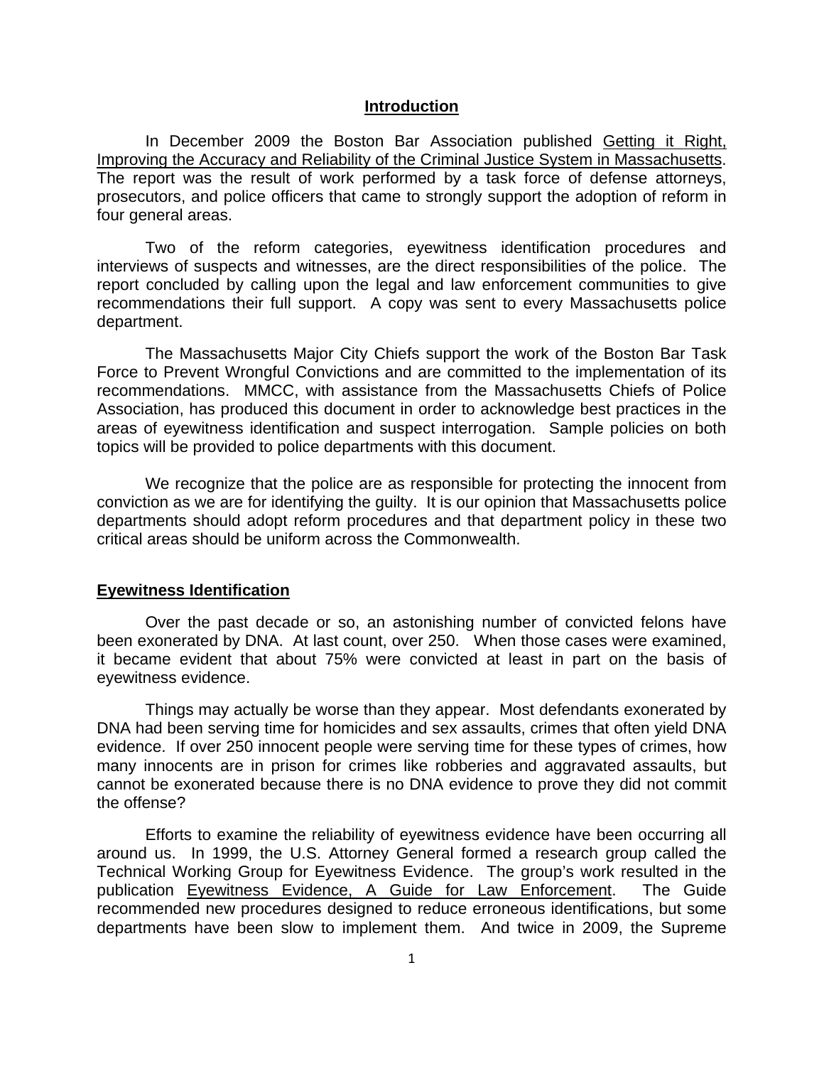## Introduction

In December 2009 the Boston Bar Association published Getting it Right, Improving the Accuracy and Reliability of the Criminal Justice System in Massachusetts. The report was the result of work performed by a task force of defense attorneys, prosecutors, and police officers that came to strongly support the adoption of reform in four general areas.

Two of the reform categories, eyewitness identification procedures and interviews of suspects and witnesses, are the direct responsibilities of the police. The report concluded by calling upon the legal and law enforcement communities to give recommendations their full support. A copy was sent to every Massachusetts police department.

The Massachusetts Major City Chiefs support the work of the Boston Bar Task Force to Prevent Wrongful Convictions and are committed to the implementation of its recommendations. MMCC, with assistance from the Massachusetts Chiefs of Police Association, has produced this document in order to acknowledge best practices in the areas of eyewitness identification and suspect interrogation. Sample policies on both topics will be provided to police departments with this document.

We recognize that the police are as responsible for protecting the innocent from conviction as we are for identifying the guilty. It is our opinion that Massachusetts police departments should adopt reform procedures and that department policy in these two critical areas should be uniform across the Commonwealth.

## Eyewitness Identification

Over the past decade or so, an astonishing number of convicted felons have been exonerated by DNA. At last count, over 250. When those cases were examined, it became evident that about 75% were convicted at least in part on the basis of eyewitness evidence.

Things may actually be worse than they appear. Most defendants exonerated by DNA had been serving time for homicides and sex assaults, crimes that often yield DNA evidence. If over 250 innocent people were serving time for these types of crimes, how many innocents are in prison for crimes like robberies and aggravated assaults, but cannot be exonerated because there is no DNA evidence to prove they did not commit the offense?

Efforts to examine the reliability of eyewitness evidence have been occurring all around us. In 1999, the U.S. Attorney General formed a research group called the Technical Working Group for Eyewitness Evidence. The group's work resulted in the publication Eyewitness Evidence, A Guide for Law Enforcement. The Guide recommended new procedures designed to reduce erroneous identifications, but some departments have been slow to implement them. And twice in 2009, the Supreme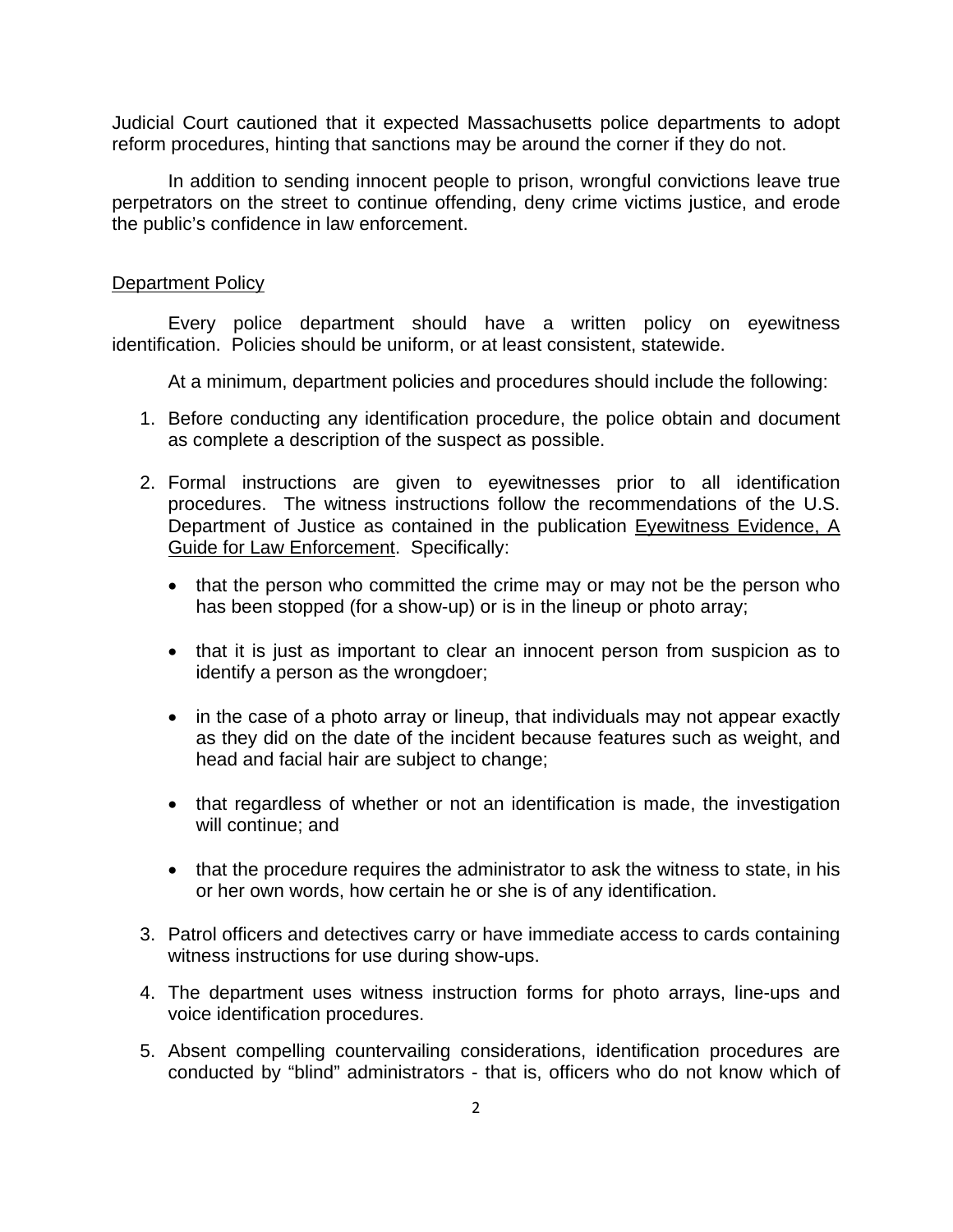Judicial Court cautioned that it expected Massachusetts police departments to adopt reform procedures, hinting that sanctions may be around the corner if they do not.

In addition to sending innocent people to prison, wrongful convictions leave true perpetrators on the street to continue offending, deny crime victims justice, and erode the public's confidence in law enforcement.

## Department Policy

Every police department should have a written policy on eyewitness identification. Policies should be uniform, or at least consistent, statewide.

At a minimum, department policies and procedures should include the following:

1. Before conducting any identification procedure, the police obtain and document as complete a description of the suspect as possible.

2. Formal instructions are given to eyewitnesses prior to all identification procedures. The witness instructions follow the recommendations of the U.S. Department of Justice as contained in the publication Eyewitness Evidence, A Guide for Law Enforcement. Specifically:

   - that the person who committed the crime may or may not be the person who has been stopped (for a show-up) or is in the lineup or photo array;
   - that it is just as important to clear an innocent person from suspicion as to identify a person as the wrongdoer;
   - in the case of a photo array or lineup, that individuals may not appear exactly as they did on the date of the incident because features such as weight, and head and facial hair are subject to change;
   - that regardless of whether or not an identification is made, the investigation will continue; and
   - that the procedure requires the administrator to ask the witness to state, in his or her own words, how certain he or she is of any identification.

3. Patrol officers and detectives carry or have immediate access to cards containing witness instructions for use during show-ups.

4. The department uses witness instruction forms for photo arrays, line-ups and voice identification procedures.

5. Absent compelling countervailing considerations, identification procedures are conducted by "blind" administrators - that is, officers who do not know which of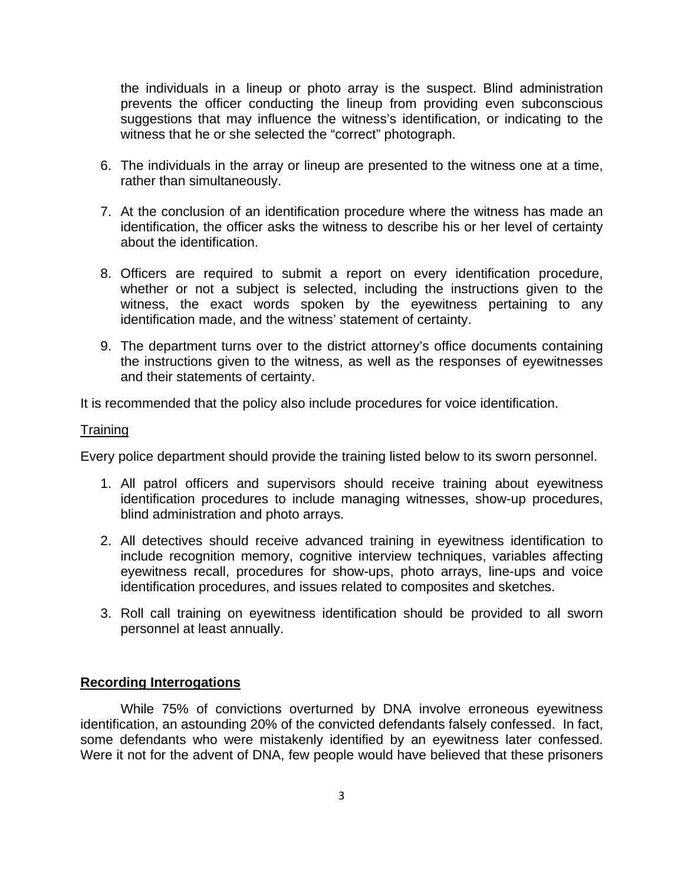the individuals in a lineup or photo array is the suspect. Blind administration prevents the officer conducting the lineup from providing even subconscious suggestions that may influence the witness's identification, or indicating to the witness that he or she selected the "correct" photograph.

6. The individuals in the array or lineup are presented to the witness one at a time, rather than simultaneously.

7. At the conclusion of an identification procedure where the witness has made an identification, the officer asks the witness to describe his or her level of certainty about the identification.

8. Officers are required to submit a report on every identification procedure, whether or not a subject is selected, including the instructions given to the witness, the exact words spoken by the eyewitness pertaining to any identification made, and the witness' statement of certainty.

9. The department turns over to the district attorney's office documents containing the instructions given to the witness, as well as the responses of eyewitnesses and their statements of certainty.

It is recommended that the policy also include procedures for voice identification.

Training

Every police department should provide the training listed below to its sworn personnel.

1. All patrol officers and supervisors should receive training about eyewitness identification procedures to include managing witnesses, show-up procedures, blind administration and photo arrays.

2. All detectives should receive advanced training in eyewitness identification to include recognition memory, cognitive interview techniques, variables affecting eyewitness recall, procedures for show-ups, photo arrays, line-ups and voice identification procedures, and issues related to composites and sketches.

3. Roll call training on eyewitness identification should be provided to all sworn personnel at least annually.

## Recording Interrogations

While 75% of convictions overturned by DNA involve erroneous eyewitness identification, an astounding 20% of the convicted defendants falsely confessed. In fact, some defendants who were mistakenly identified by an eyewitness later confessed. Were it not for the advent of DNA, few people would have believed that these prisoners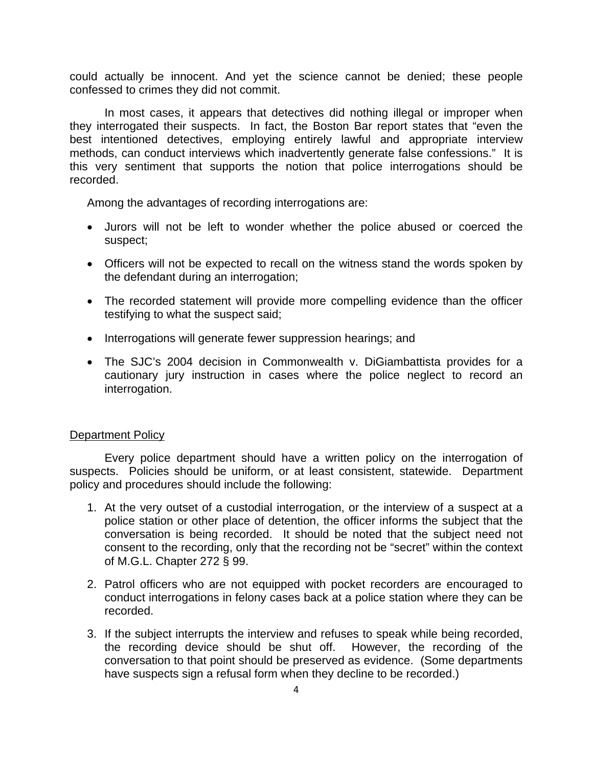could actually be innocent. And yet the science cannot be denied; these people confessed to crimes they did not commit.

In most cases, it appears that detectives did nothing illegal or improper when they interrogated their suspects. In fact, the Boston Bar report states that "even the best intentioned detectives, employing entirely lawful and appropriate interview methods, can conduct interviews which inadvertently generate false confessions." It is this very sentiment that supports the notion that police interrogations should be recorded.

Among the advantages of recording interrogations are:

- Jurors will not be left to wonder whether the police abused or coerced the suspect;
- Officers will not be expected to recall on the witness stand the words spoken by the defendant during an interrogation;
- The recorded statement will provide more compelling evidence than the officer testifying to what the suspect said;
- Interrogations will generate fewer suppression hearings; and
- The SJC's 2004 decision in Commonwealth v. DiGiambattista provides for a cautionary jury instruction in cases where the police neglect to record an interrogation.

## Department Policy

Every police department should have a written policy on the interrogation of suspects. Policies should be uniform, or at least consistent, statewide. Department policy and procedures should include the following:

1. At the very outset of a custodial interrogation, or the interview of a suspect at a police station or other place of detention, the officer informs the subject that the conversation is being recorded. It should be noted that the subject need not consent to the recording, only that the recording not be "secret" within the context of M.G.L. Chapter 272 § 99.
2. Patrol officers who are not equipped with pocket recorders are encouraged to conduct interrogations in felony cases back at a police station where they can be recorded.
3. If the subject interrupts the interview and refuses to speak while being recorded, the recording device should be shut off. However, the recording of the conversation to that point should be preserved as evidence. (Some departments have suspects sign a refusal form when they decline to be recorded.)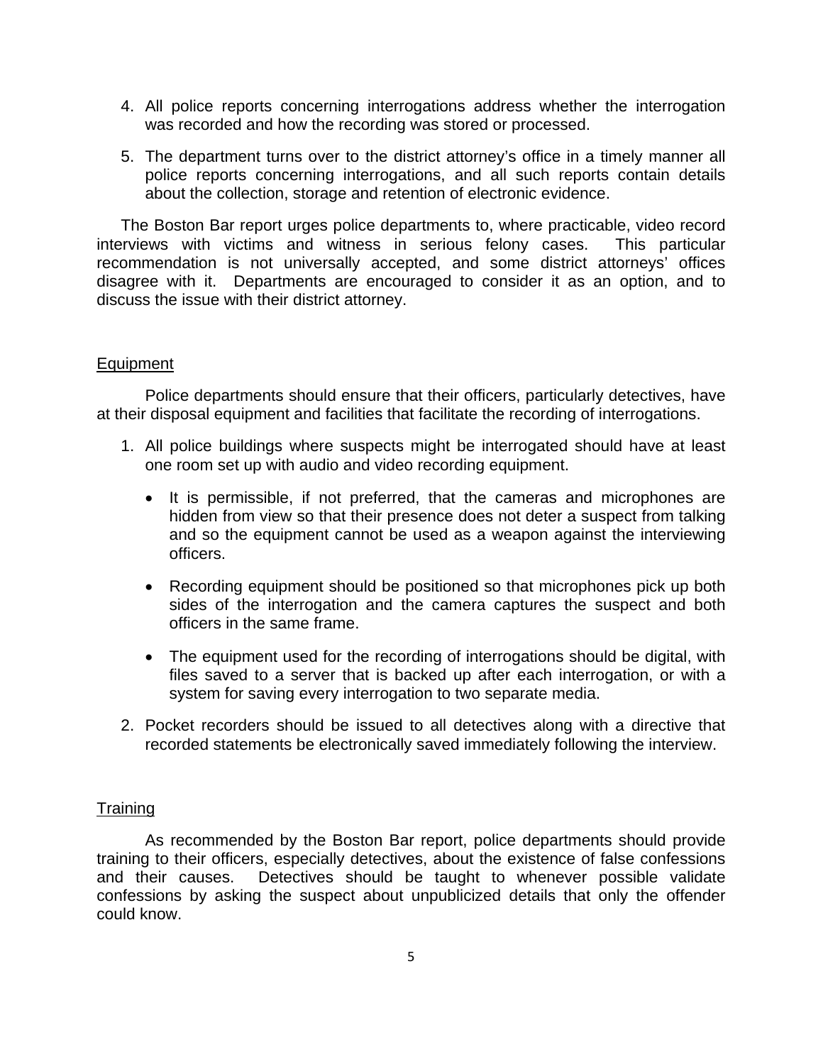4. All police reports concerning interrogations address whether the interrogation was recorded and how the recording was stored or processed.

5. The department turns over to the district attorney's office in a timely manner all police reports concerning interrogations, and all such reports contain details about the collection, storage and retention of electronic evidence.

The Boston Bar report urges police departments to, where practicable, video record interviews with victims and witness in serious felony cases. This particular recommendation is not universally accepted, and some district attorneys' offices disagree with it. Departments are encouraged to consider it as an option, and to discuss the issue with their district attorney.

## Equipment

Police departments should ensure that their officers, particularly detectives, have at their disposal equipment and facilities that facilitate the recording of interrogations.

1. All police buildings where suspects might be interrogated should have at least one room set up with audio and video recording equipment.
   - It is permissible, if not preferred, that the cameras and microphones are hidden from view so that their presence does not deter a suspect from talking and so the equipment cannot be used as a weapon against the interviewing officers.
   - Recording equipment should be positioned so that microphones pick up both sides of the interrogation and the camera captures the suspect and both officers in the same frame.
   - The equipment used for the recording of interrogations should be digital, with files saved to a server that is backed up after each interrogation, or with a system for saving every interrogation to two separate media.

2. Pocket recorders should be issued to all detectives along with a directive that recorded statements be electronically saved immediately following the interview.

## Training

As recommended by the Boston Bar report, police departments should provide training to their officers, especially detectives, about the existence of false confessions and their causes. Detectives should be taught to whenever possible validate confessions by asking the suspect about unpublicized details that only the offender could know.